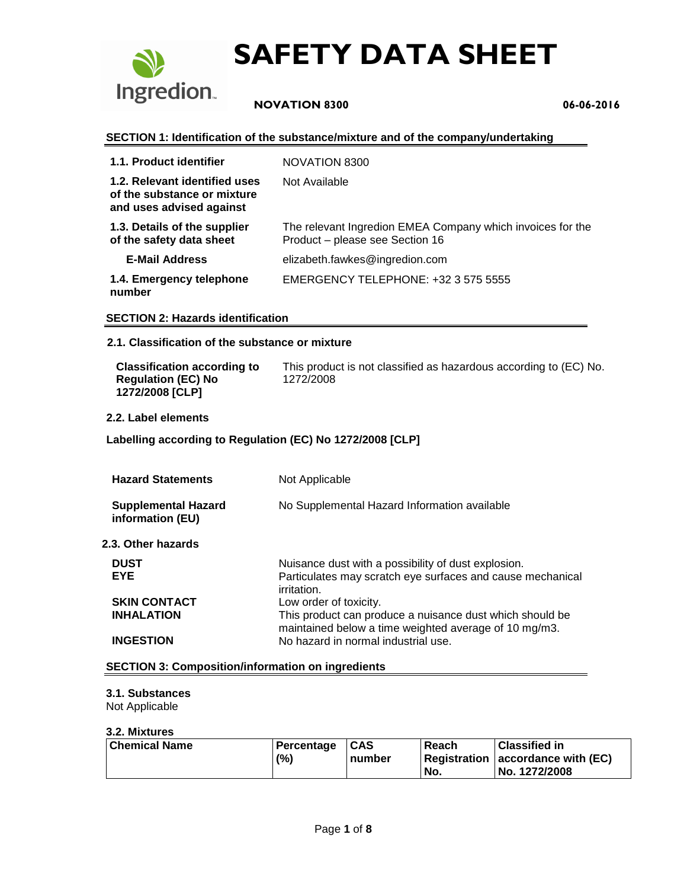# SAFETY DATA SHEET

**NOVATION 8300** **06-06-2016**

## SECTION 1: Identification of the substance/mixture and of the company/undertaking

| | |
|---|---|
| **1.1. Product identifier** | NOVATION 8300 |
| **1.2. Relevant identified uses of the substance or mixture and uses advised against** | Not Available |
| **1.3. Details of the supplier of the safety data sheet** | The relevant Ingredion EMEA Company which invoices for the Product – please see Section 16 |
| **E-Mail Address** | elizabeth.fawkes@ingredion.com |
| **1.4. Emergency telephone number** | EMERGENCY TELEPHONE: +32 3 575 5555 |

## SECTION 2: Hazards identification

### 2.1. Classification of the substance or mixture

| | |
|---|---|
| **Classification according to Regulation (EC) No 1272/2008 [CLP]** | This product is not classified as hazardous according to (EC) No. 1272/2008 |

### 2.2. Label elements

**Labelling according to Regulation (EC) No 1272/2008 [CLP]**

| | |
|---|---|
| **Hazard Statements** | Not Applicable |
| **Supplemental Hazard information (EU)** | No Supplemental Hazard Information available |

### 2.3. Other hazards

| | |
|---|---|
| **DUST** | Nuisance dust with a possibility of dust explosion. |
| **EYE** | Particulates may scratch eye surfaces and cause mechanical irritation. |
| **SKIN CONTACT** | Low order of toxicity. |
| **INHALATION** | This product can produce a nuisance dust which should be maintained below a time weighted average of 10 mg/m3. |
| **INGESTION** | No hazard in normal industrial use. |

## SECTION 3: Composition/information on ingredients

### 3.1. Substances

Not Applicable

### 3.2. Mixtures

| Chemical Name | Percentage (%) | CAS number | Reach Registration No. | Classified in accordance with (EC) No. 1272/2008 |
|---|---|---|---|---|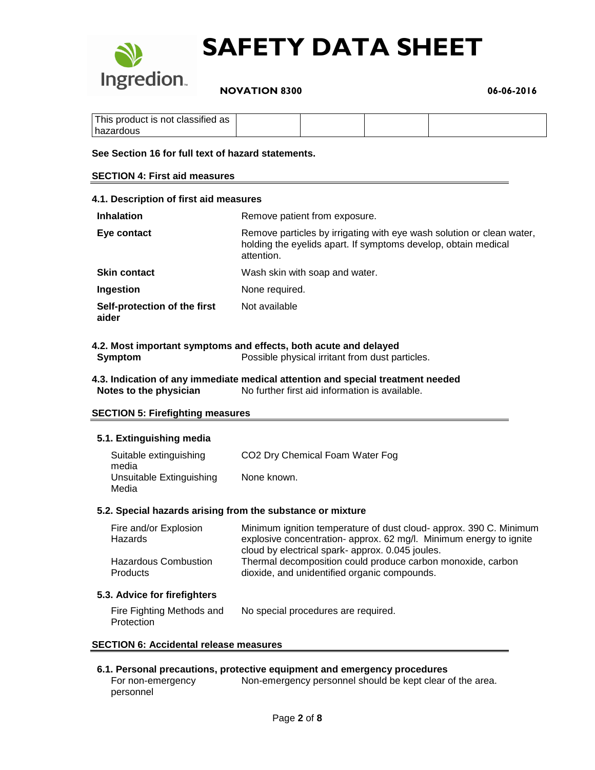| This product is not classified as hazardous | | | | |
|---|---|---|---|---|

**See Section 16 for full text of hazard statements.**

## SECTION 4: First aid measures

### 4.1. Description of first aid measures

| | |
|---|---|
| **Inhalation** | Remove patient from exposure. |
| **Eye contact** | Remove particles by irrigating with eye wash solution or clean water, holding the eyelids apart. If symptoms develop, obtain medical attention. |
| **Skin contact** | Wash skin with soap and water. |
| **Ingestion** | None required. |
| **Self-protection of the first aider** | Not available |

### 4.2. Most important symptoms and effects, both acute and delayed

| | |
|---|---|
| **Symptom** | Possible physical irritant from dust particles. |

### 4.3. Indication of any immediate medical attention and special treatment needed

| | |
|---|---|
| **Notes to the physician** | No further first aid information is available. |

## SECTION 5: Firefighting measures

### 5.1. Extinguishing media

| | |
|---|---|
| Suitable extinguishing media | $CO_2$ Dry Chemical Foam Water Fog |
| Unsuitable Extinguishing Media | None known. |

### 5.2. Special hazards arising from the substance or mixture

| | |
|---|---|
| Fire and/or Explosion Hazards | Minimum ignition temperature of dust cloud- approx. 390 C. Minimum explosive concentration- approx. 62 mg/l. Minimum energy to ignite cloud by electrical spark- approx. 0.045 joules. |
| Hazardous Combustion Products | Thermal decomposition could produce carbon monoxide, carbon dioxide, and unidentified organic compounds. |

### 5.3. Advice for firefighters

| | |
|---|---|
| Fire Fighting Methods and Protection | No special procedures are required. |

## SECTION 6: Accidental release measures

### 6.1. Personal precautions, protective equipment and emergency procedures

| | |
|---|---|
| For non-emergency personnel | Non-emergency personnel should be kept clear of the area. |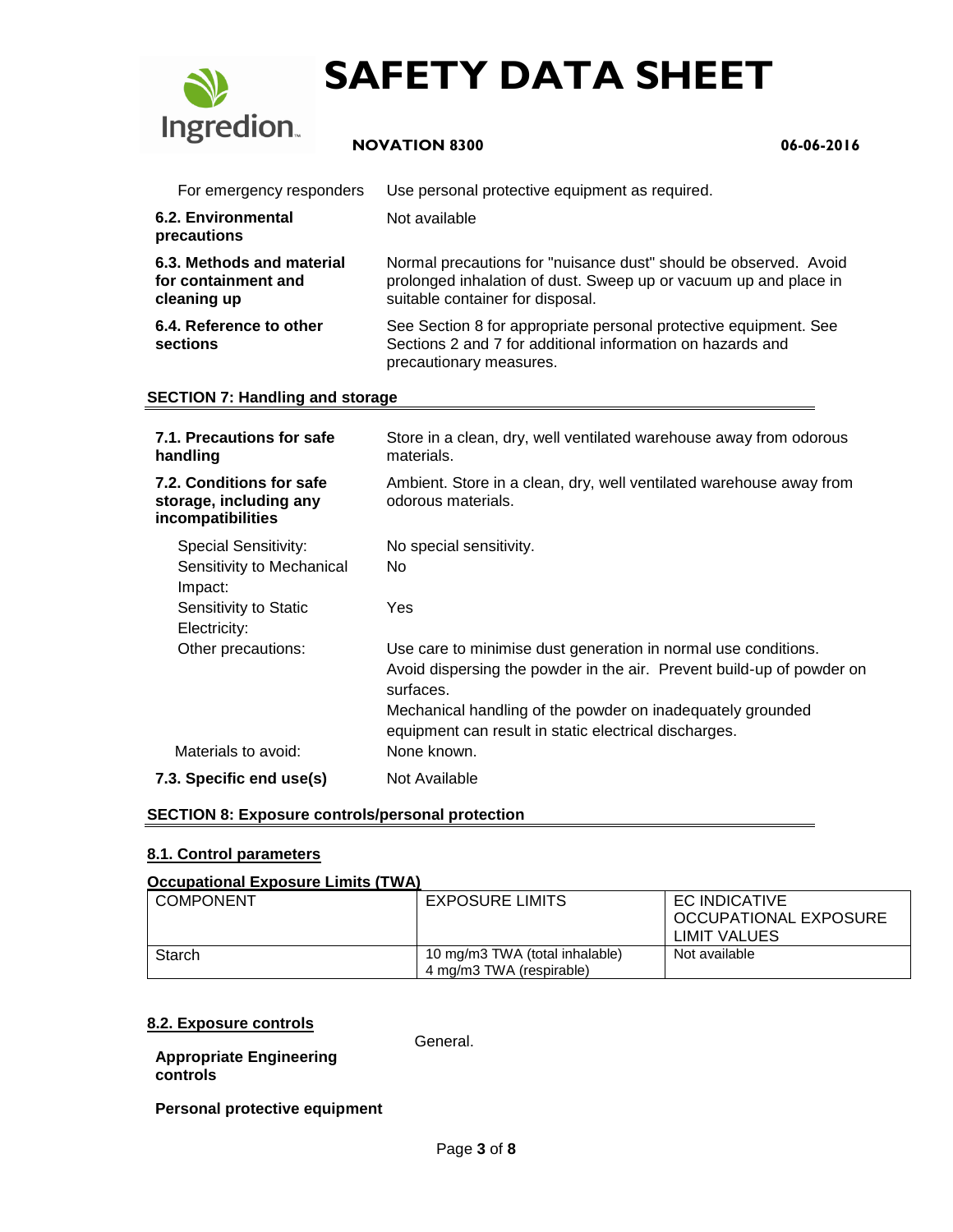| | |
|---|---|
| For emergency responders | Use personal protective equipment as required. |
| **6.2. Environmental precautions** | Not available |
| **6.3. Methods and material for containment and cleaning up** | Normal precautions for "nuisance dust" should be observed. Avoid prolonged inhalation of dust. Sweep up or vacuum up and place in suitable container for disposal. |
| **6.4. Reference to other sections** | See Section 8 for appropriate personal protective equipment. See Sections 2 and 7 for additional information on hazards and precautionary measures. |

## SECTION 7: Handling and storage

| | |
|---|---|
| **7.1. Precautions for safe handling** | Store in a clean, dry, well ventilated warehouse away from odorous materials. |
| **7.2. Conditions for safe storage, including any incompatibilities** | Ambient. Store in a clean, dry, well ventilated warehouse away from odorous materials. |
| Special Sensitivity: | No special sensitivity. |
| Sensitivity to Mechanical Impact: | No |
| Sensitivity to Static Electricity: | Yes |
| Other precautions: | Use care to minimise dust generation in normal use conditions. Avoid dispersing the powder in the air. Prevent build-up of powder on surfaces. Mechanical handling of the powder on inadequately grounded equipment can result in static electrical discharges. |
| Materials to avoid: | None known. |
| **7.3. Specific end use(s)** | Not Available |

## SECTION 8: Exposure controls/personal protection

### 8.1. Control parameters

**Occupational Exposure Limits (TWA)**

| COMPONENT | EXPOSURE LIMITS | EC INDICATIVE OCCUPATIONAL EXPOSURE LIMIT VALUES |
|---|---|---|
| Starch | 10 mg/m3 TWA (total inhalable)<br>4 mg/m3 TWA (respirable) | Not available |

### 8.2. Exposure controls

**Appropriate Engineering controls** General.

**Personal protective equipment**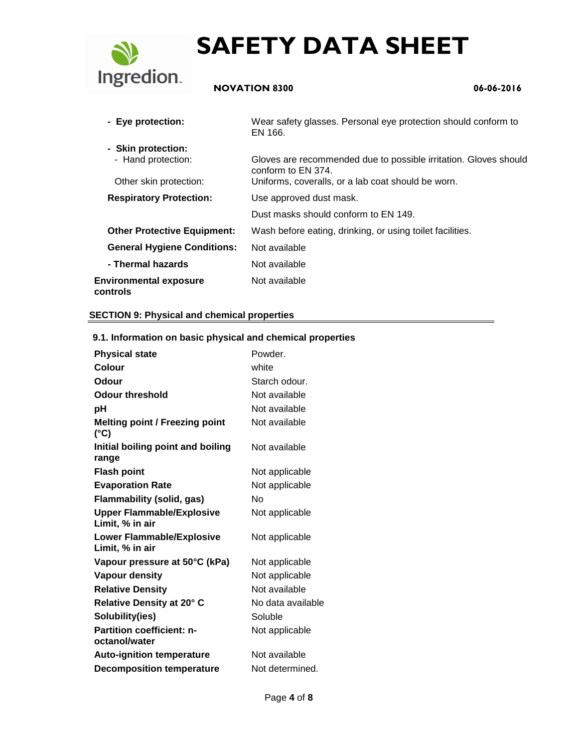| | |
|---|---|
| **- Eye protection:** | Wear safety glasses. Personal eye protection should conform to EN 166. |
| **- Skin protection:** | |
| - Hand protection: | Gloves are recommended due to possible irritation. Gloves should conform to EN 374. |
| Other skin protection: | Uniforms, coveralls, or a lab coat should be worn. |
| **Respiratory Protection:** | Use approved dust mask. |
| | Dust masks should conform to EN 149. |
| **Other Protective Equipment:** | Wash before eating, drinking, or using toilet facilities. |
| **General Hygiene Conditions:** | Not available |
| **- Thermal hazards** | Not available |
| **Environmental exposure controls** | Not available |

## SECTION 9: Physical and chemical properties

### 9.1. Information on basic physical and chemical properties

| | |
|---|---|
| **Physical state** | Powder. |
| **Colour** | white |
| **Odour** | Starch odour. |
| **Odour threshold** | Not available |
| **pH** | Not available |
| **Melting point / Freezing point (°C)** | Not available |
| **Initial boiling point and boiling range** | Not available |
| **Flash point** | Not applicable |
| **Evaporation Rate** | Not applicable |
| **Flammability (solid, gas)** | No |
| **Upper Flammable/Explosive Limit, % in air** | Not applicable |
| **Lower Flammable/Explosive Limit, % in air** | Not applicable |
| **Vapour pressure at 50°C (kPa)** | Not applicable |
| **Vapour density** | Not applicable |
| **Relative Density** | Not available |
| **Relative Density at 20° C** | No data available |
| **Solubility(ies)** | Soluble |
| **Partition coefficient: n-octanol/water** | Not applicable |
| **Auto-ignition temperature** | Not available |
| **Decomposition temperature** | Not determined. |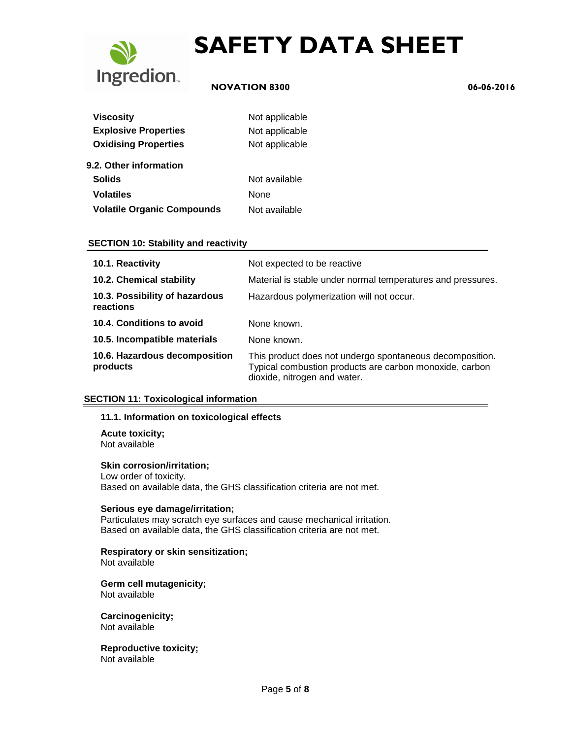| | |
|---|---|
| **Viscosity** | Not applicable |
| **Explosive Properties** | Not applicable |
| **Oxidising Properties** | Not applicable |

**9.2. Other information**

| | |
|---|---|
| **Solids** | Not available |
| **Volatiles** | None |
| **Volatile Organic Compounds** | Not available |

## SECTION 10: Stability and reactivity

| | |
|---|---|
| **10.1. Reactivity** | Not expected to be reactive |
| **10.2. Chemical stability** | Material is stable under normal temperatures and pressures. |
| **10.3. Possibility of hazardous reactions** | Hazardous polymerization will not occur. |
| **10.4. Conditions to avoid** | None known. |
| **10.5. Incompatible materials** | None known. |
| **10.6. Hazardous decomposition products** | This product does not undergo spontaneous decomposition. Typical combustion products are carbon monoxide, carbon dioxide, nitrogen and water. |

## SECTION 11: Toxicological information

### 11.1. Information on toxicological effects

**Acute toxicity;**
Not available

**Skin corrosion/irritation;**
Low order of toxicity.
Based on available data, the GHS classification criteria are not met.

**Serious eye damage/irritation;**
Particulates may scratch eye surfaces and cause mechanical irritation.
Based on available data, the GHS classification criteria are not met.

**Respiratory or skin sensitization;**
Not available

**Germ cell mutagenicity;**
Not available

**Carcinogenicity;**
Not available

**Reproductive toxicity;**
Not available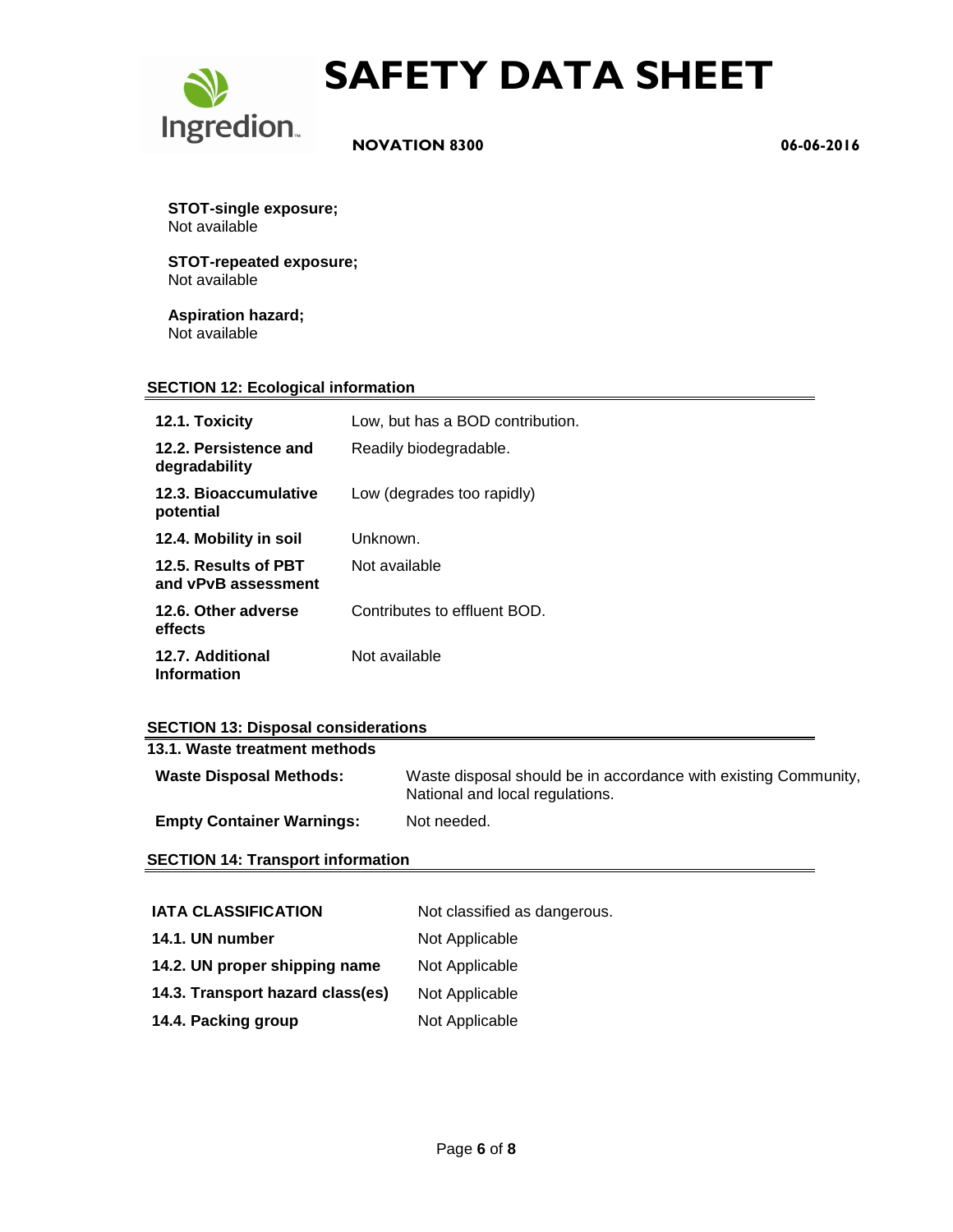**STOT-single exposure;**
Not available

**STOT-repeated exposure;**
Not available

**Aspiration hazard;**
Not available

## SECTION 12: Ecological information

| | |
|---|---|
| **12.1. Toxicity** | Low, but has a BOD contribution. |
| **12.2. Persistence and degradability** | Readily biodegradable. |
| **12.3. Bioaccumulative potential** | Low (degrades too rapidly) |
| **12.4. Mobility in soil** | Unknown. |
| **12.5. Results of PBT and vPvB assessment** | Not available |
| **12.6. Other adverse effects** | Contributes to effluent BOD. |
| **12.7. Additional Information** | Not available |

## SECTION 13: Disposal considerations

**13.1. Waste treatment methods**

| | |
|---|---|
| **Waste Disposal Methods:** | Waste disposal should be in accordance with existing Community, National and local regulations. |
| **Empty Container Warnings:** | Not needed. |

## SECTION 14: Transport information

| | |
|---|---|
| **IATA CLASSIFICATION** | Not classified as dangerous. |
| **14.1. UN number** | Not Applicable |
| **14.2. UN proper shipping name** | Not Applicable |
| **14.3. Transport hazard class(es)** | Not Applicable |
| **14.4. Packing group** | Not Applicable |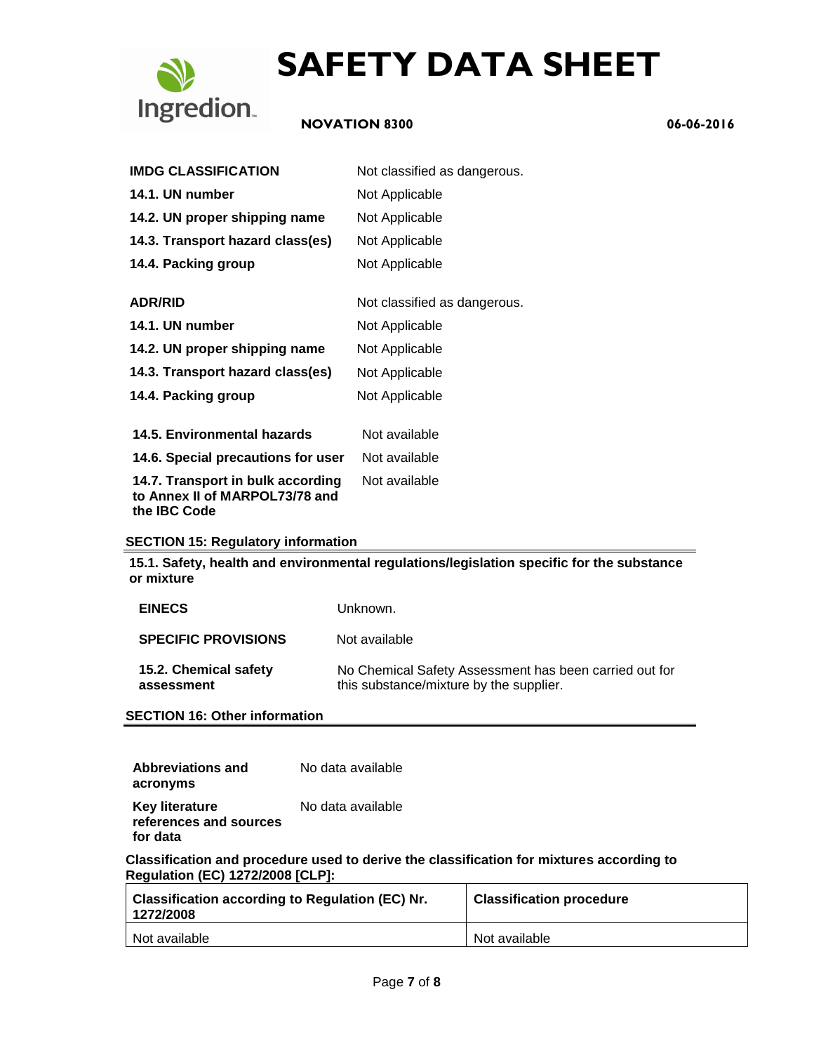| | |
|---|---|
| **IMDG CLASSIFICATION** | Not classified as dangerous. |
| **14.1. UN number** | Not Applicable |
| **14.2. UN proper shipping name** | Not Applicable |
| **14.3. Transport hazard class(es)** | Not Applicable |
| **14.4. Packing group** | Not Applicable |

| | |
|---|---|
| **ADR/RID** | Not classified as dangerous. |
| **14.1. UN number** | Not Applicable |
| **14.2. UN proper shipping name** | Not Applicable |
| **14.3. Transport hazard class(es)** | Not Applicable |
| **14.4. Packing group** | Not Applicable |

| | |
|---|---|
| **14.5. Environmental hazards** | Not available |
| **14.6. Special precautions for user** | Not available |
| **14.7. Transport in bulk according to Annex II of MARPOL73/78 and the IBC Code** | Not available |

## SECTION 15: Regulatory information

**15.1. Safety, health and environmental regulations/legislation specific for the substance or mixture**

| | |
|---|---|
| **EINECS** | Unknown. |
| **SPECIFIC PROVISIONS** | Not available |
| **15.2. Chemical safety assessment** | No Chemical Safety Assessment has been carried out for this substance/mixture by the supplier. |

## SECTION 16: Other information

| | |
|---|---|
| **Abbreviations and acronyms** | No data available |
| **Key literature references and sources for data** | No data available |

**Classification and procedure used to derive the classification for mixtures according to Regulation (EC) 1272/2008 [CLP]:**

| Classification according to Regulation (EC) Nr. 1272/2008 | Classification procedure |
|---|---|
| Not available | Not available |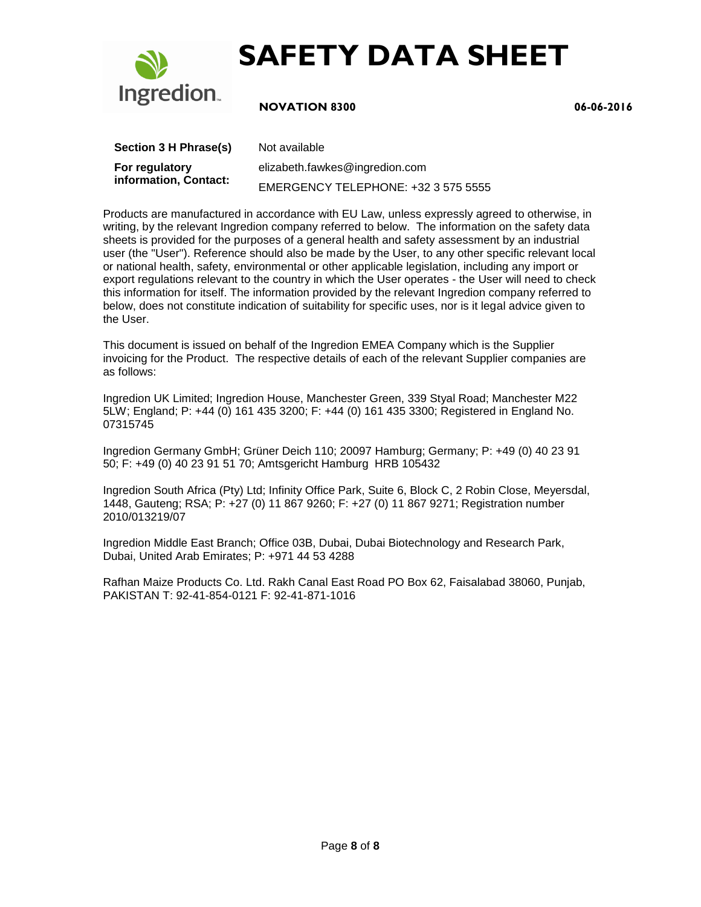| | |
|---|---|
| **Section 3 H Phrase(s)** | Not available |
| **For regulatory information, Contact:** | elizabeth.fawkes@ingredion.com<br>EMERGENCY TELEPHONE: +32 3 575 5555 |

Products are manufactured in accordance with EU Law, unless expressly agreed to otherwise, in writing, by the relevant Ingredion company referred to below. The information on the safety data sheets is provided for the purposes of a general health and safety assessment by an industrial user (the "User"). Reference should also be made by the User, to any other specific relevant local or national health, safety, environmental or other applicable legislation, including any import or export regulations relevant to the country in which the User operates - the User will need to check this information for itself. The information provided by the relevant Ingredion company referred to below, does not constitute indication of suitability for specific uses, nor is it legal advice given to the User.

This document is issued on behalf of the Ingredion EMEA Company which is the Supplier invoicing for the Product. The respective details of each of the relevant Supplier companies are as follows:

Ingredion UK Limited; Ingredion House, Manchester Green, 339 Styal Road; Manchester M22 5LW; England; P: +44 (0) 161 435 3200; F: +44 (0) 161 435 3300; Registered in England No. 07315745

Ingredion Germany GmbH; Grüner Deich 110; 20097 Hamburg; Germany; P: +49 (0) 40 23 91 50; F: +49 (0) 40 23 91 51 70; Amtsgericht Hamburg HRB 105432

Ingredion South Africa (Pty) Ltd; Infinity Office Park, Suite 6, Block C, 2 Robin Close, Meyersdal, 1448, Gauteng; RSA; P: +27 (0) 11 867 9260; F: +27 (0) 11 867 9271; Registration number 2010/013219/07

Ingredion Middle East Branch; Office 03B, Dubai, Dubai Biotechnology and Research Park, Dubai, United Arab Emirates; P: +971 44 53 4288

Rafhan Maize Products Co. Ltd. Rakh Canal East Road PO Box 62, Faisalabad 38060, Punjab, PAKISTAN T: 92-41-854-0121 F: 92-41-871-1016